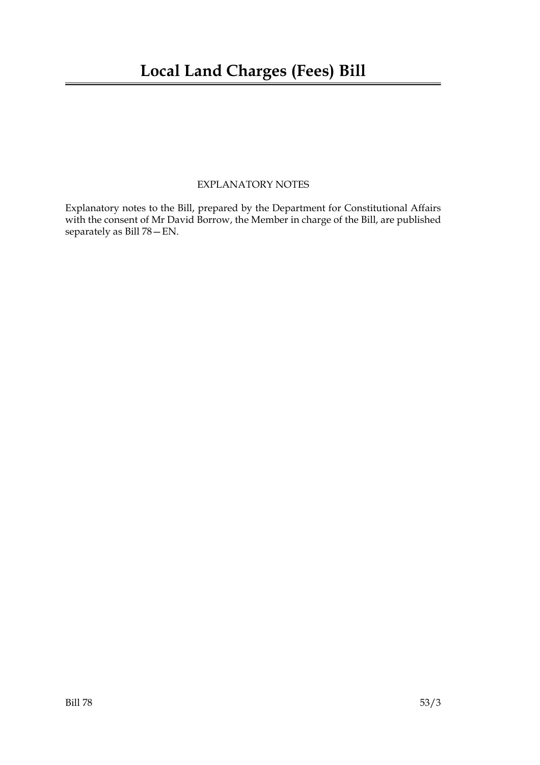# Local Land Charges (Fees) Bill

EXPLANATORY NOTES

Explanatory notes to the Bill, prepared by the Department for Constitutional Affairs with the consent of Mr David Borrow, the Member in charge of the Bill, are published separately as Bill 78—EN.

Bill 78 53/3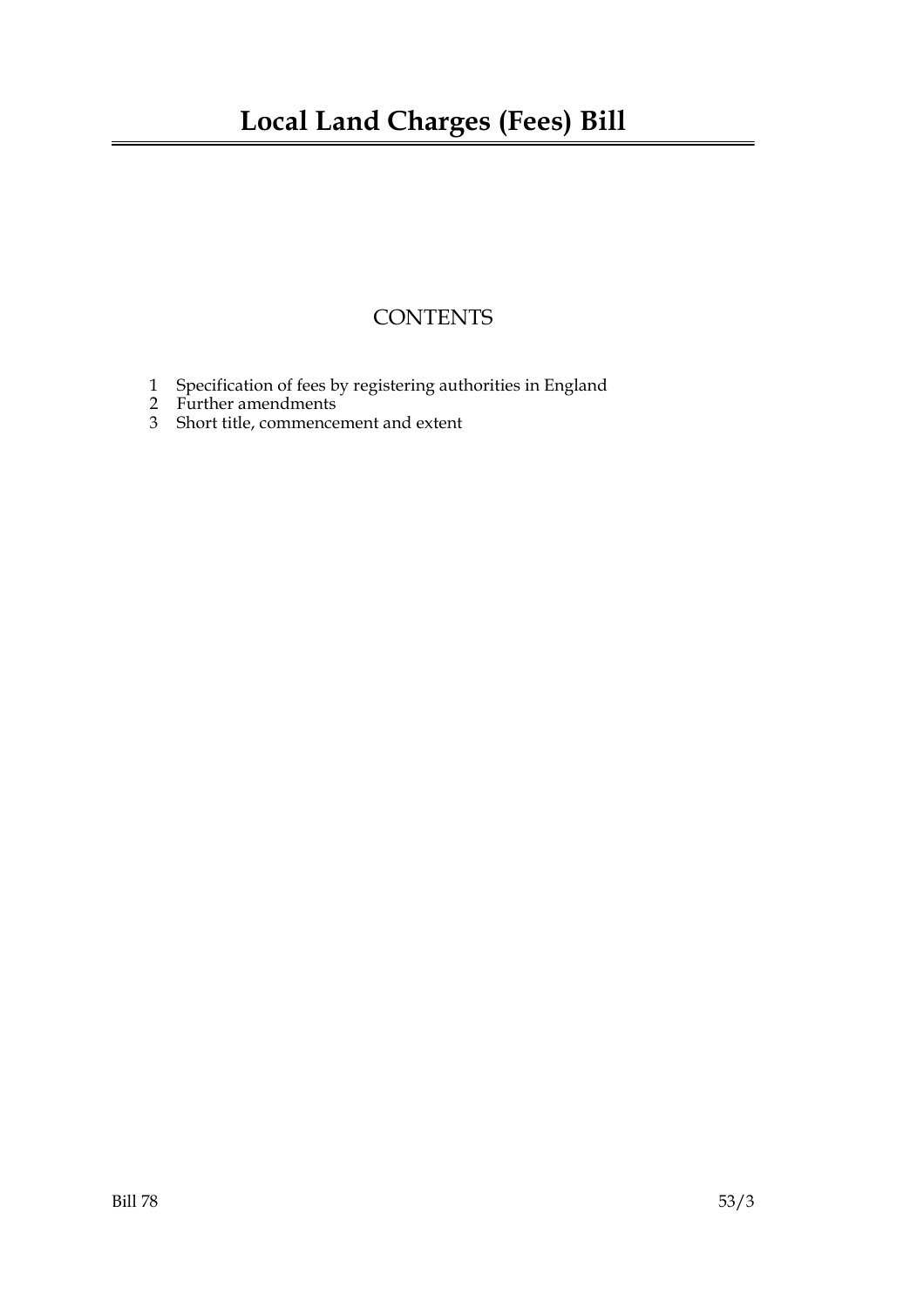# Local Land Charges (Fees) Bill

## CONTENTS

1 Specification of fees by registering authorities in England
2 Further amendments
3 Short title, commencement and extent

Bill 78 53/3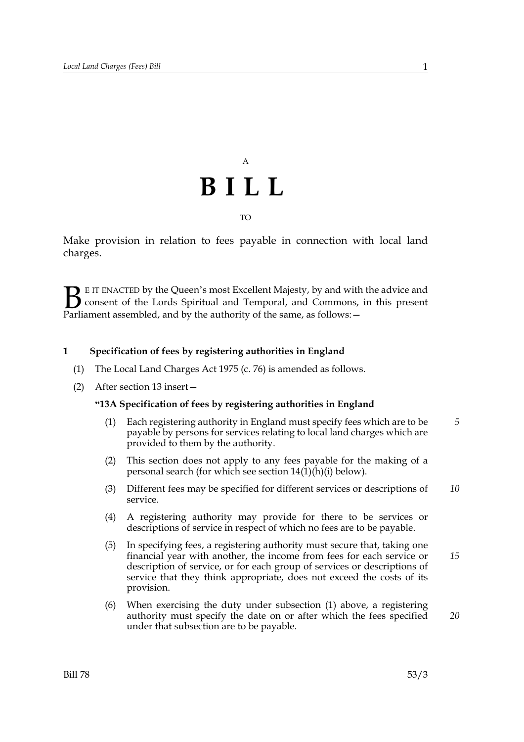A

# BILL

TO

Make provision in relation to fees payable in connection with local land charges.

BE IT ENACTED by the Queen's most Excellent Majesty, by and with the advice and consent of the Lords Spiritual and Temporal, and Commons, in this present Parliament assembled, and by the authority of the same, as follows:—

**1 Specification of fees by registering authorities in England**

(1) The Local Land Charges Act 1975 (c. 76) is amended as follows.

(2) After section 13 insert—

**"13A Specification of fees by registering authorities in England**

(1) Each registering authority in England must specify fees which are to be payable by persons for services relating to local land charges which are provided to them by the authority.

(2) This section does not apply to any fees payable for the making of a personal search (for which see section 14(1)(h)(i) below).

(3) Different fees may be specified for different services or descriptions of service.

(4) A registering authority may provide for there to be services or descriptions of service in respect of which no fees are to be payable.

(5) In specifying fees, a registering authority must secure that, taking one financial year with another, the income from fees for each service or description of service, or for each group of services or descriptions of service that they think appropriate, does not exceed the costs of its provision.

(6) When exercising the duty under subsection (1) above, a registering authority must specify the date on or after which the fees specified under that subsection are to be payable.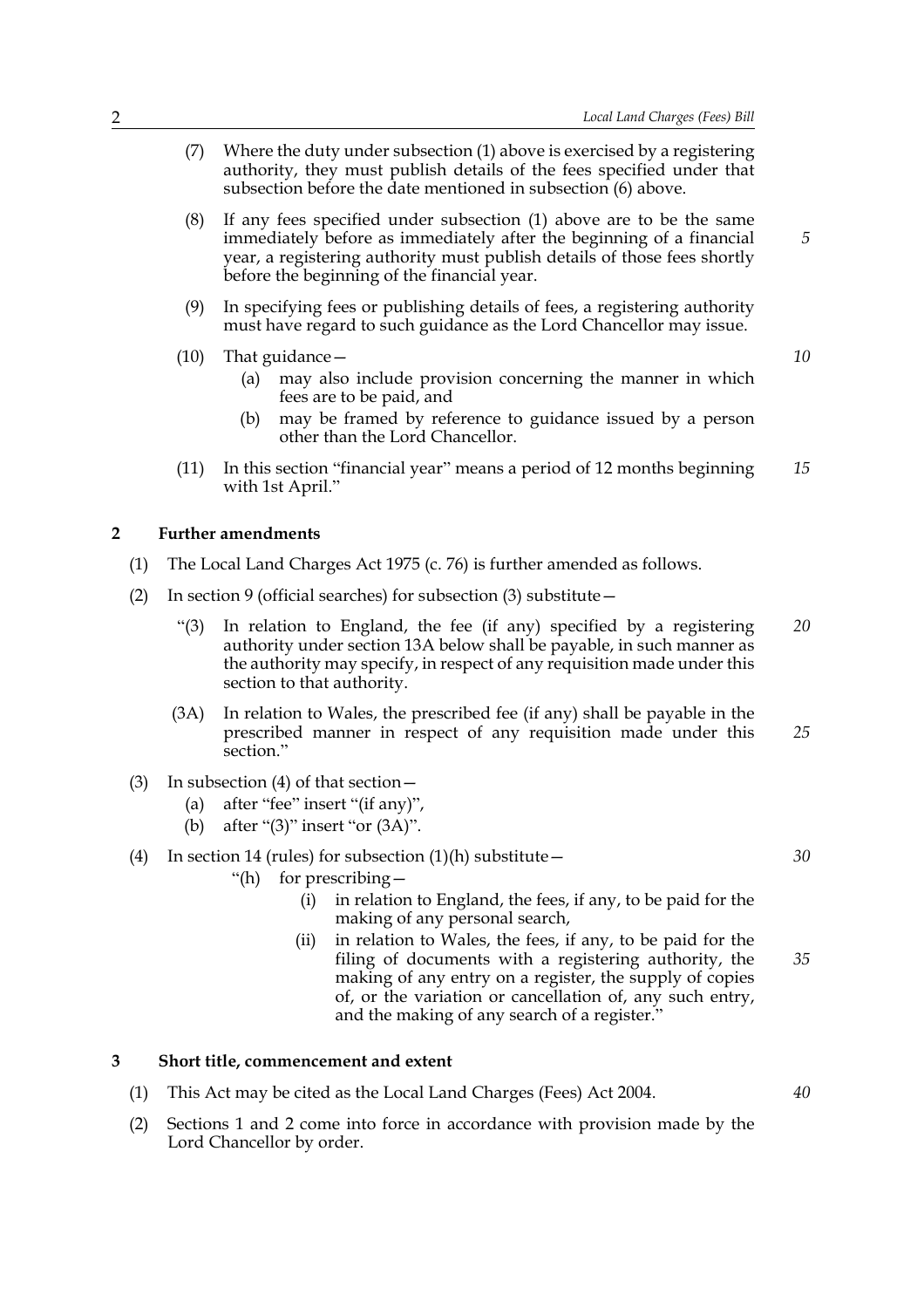(7) Where the duty under subsection (1) above is exercised by a registering authority, they must publish details of the fees specified under that subsection before the date mentioned in subsection (6) above.

(8) If any fees specified under subsection (1) above are to be the same immediately before as immediately after the beginning of a financial year, a registering authority must publish details of those fees shortly before the beginning of the financial year.

(9) In specifying fees or publishing details of fees, a registering authority must have regard to such guidance as the Lord Chancellor may issue.

(10) That guidance—

(a) may also include provision concerning the manner in which fees are to be paid, and

(b) may be framed by reference to guidance issued by a person other than the Lord Chancellor.

(11) In this section "financial year" means a period of 12 months beginning with 1st April."

## 2 Further amendments

(1) The Local Land Charges Act 1975 (c. 76) is further amended as follows.

(2) In section 9 (official searches) for subsection (3) substitute—

"(3) In relation to England, the fee (if any) specified by a registering authority under section 13A below shall be payable, in such manner as the authority may specify, in respect of any requisition made under this section to that authority.

(3A) In relation to Wales, the prescribed fee (if any) shall be payable in the prescribed manner in respect of any requisition made under this section."

(3) In subsection (4) of that section—

(a) after "fee" insert "(if any)",

(b) after "(3)" insert "or (3A)".

(4) In section 14 (rules) for subsection (1)(h) substitute—

"(h) for prescribing—

(i) in relation to England, the fees, if any, to be paid for the making of any personal search,

(ii) in relation to Wales, the fees, if any, to be paid for the filing of documents with a registering authority, the making of any entry on a register, the supply of copies of, or the variation or cancellation of, any such entry, and the making of any search of a register."

## 3 Short title, commencement and extent

(1) This Act may be cited as the Local Land Charges (Fees) Act 2004.

(2) Sections 1 and 2 come into force in accordance with provision made by the Lord Chancellor by order.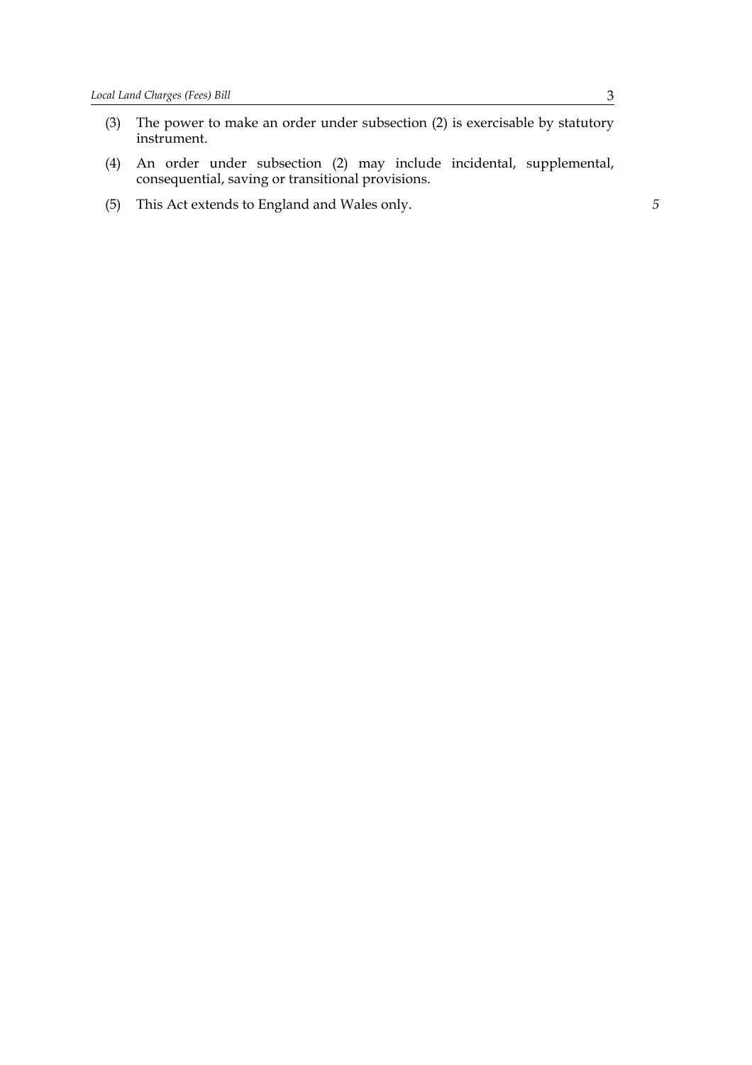(3) The power to make an order under subsection (2) is exercisable by statutory instrument.

(4) An order under subsection (2) may include incidental, supplemental, consequential, saving or transitional provisions.

(5) This Act extends to England and Wales only.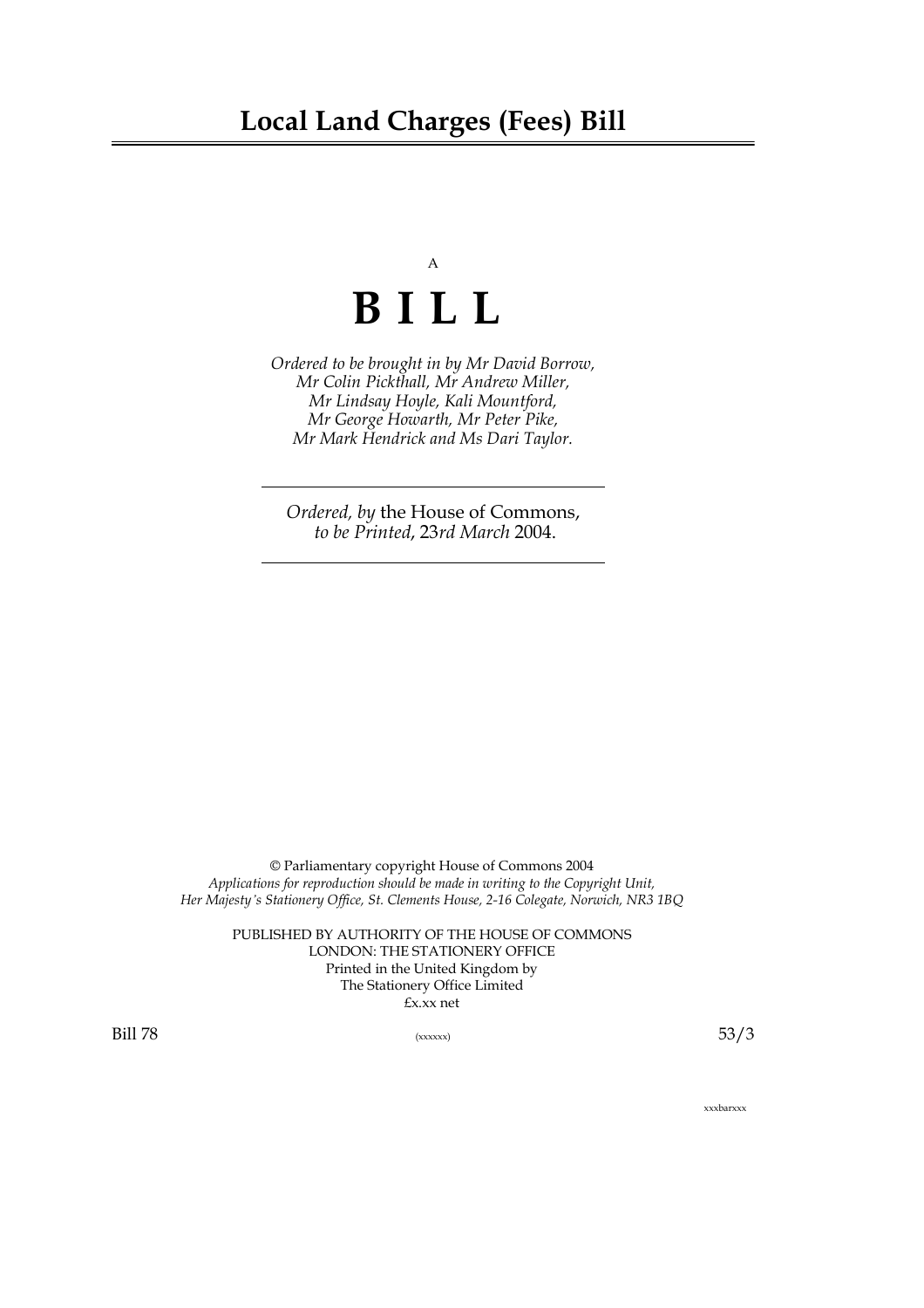# Local Land Charges (Fees) Bill

A

# B I L L

*Ordered to be brought in by Mr David Borrow, Mr Colin Pickthall, Mr Andrew Miller, Mr Lindsay Hoyle, Kali Mountford, Mr George Howarth, Mr Peter Pike, Mr Mark Hendrick and Ms Dari Taylor.*

---

*Ordered, by* the House of Commons, *to be Printed*, 23*rd March* 2004.

---

© Parliamentary copyright House of Commons 2004
*Applications for reproduction should be made in writing to the Copyright Unit, Her Majesty's Stationery Office, St. Clements House, 2-16 Colegate, Norwich, NR3 1BQ*

PUBLISHED BY AUTHORITY OF THE HOUSE OF COMMONS
LONDON: THE STATIONERY OFFICE
Printed in the United Kingdom by
The Stationery Office Limited
£x.xx net

Bill 78 (xxxxxx) 53/3

xxxbarxxx